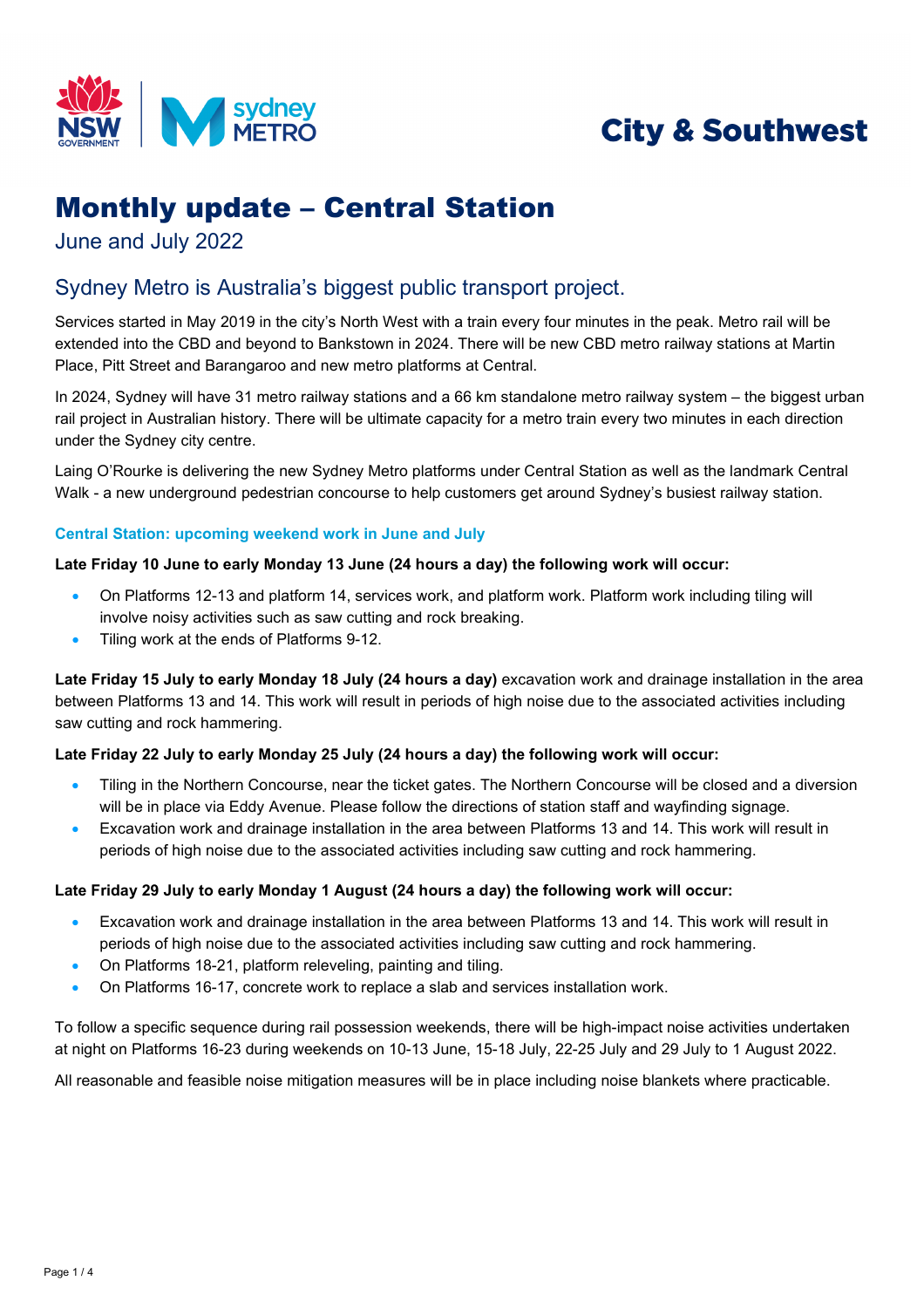City & Southwest

# Monthly update – Central Station

June and July 2022

## Sydney Metro is Australia's biggest public transport project.

Services started in May 2019 in the city's North West with a train every four minutes in the peak. Metro rail will be extended into the CBD and beyond to Bankstown in 2024. There will be new CBD metro railway stations at Martin Place, Pitt Street and Barangaroo and new metro platforms at Central.

In 2024, Sydney will have 31 metro railway stations and a 66 km standalone metro railway system – the biggest urban rail project in Australian history. There will be ultimate capacity for a metro train every two minutes in each direction under the Sydney city centre.

Laing O'Rourke is delivering the new Sydney Metro platforms under Central Station as well as the landmark Central Walk - a new underground pedestrian concourse to help customers get around Sydney's busiest railway station.

### Central Station: upcoming weekend work in June and July

**Late Friday 10 June to early Monday 13 June (24 hours a day) the following work will occur:**

- On Platforms 12-13 and platform 14, services work, and platform work. Platform work including tiling will involve noisy activities such as saw cutting and rock breaking.
- Tiling work at the ends of Platforms 9-12.

**Late Friday 15 July to early Monday 18 July (24 hours a day)** excavation work and drainage installation in the area between Platforms 13 and 14. This work will result in periods of high noise due to the associated activities including saw cutting and rock hammering.

**Late Friday 22 July to early Monday 25 July (24 hours a day) the following work will occur:**

- Tiling in the Northern Concourse, near the ticket gates. The Northern Concourse will be closed and a diversion will be in place via Eddy Avenue. Please follow the directions of station staff and wayfinding signage.
- Excavation work and drainage installation in the area between Platforms 13 and 14. This work will result in periods of high noise due to the associated activities including saw cutting and rock hammering.

**Late Friday 29 July to early Monday 1 August (24 hours a day) the following work will occur:**

- Excavation work and drainage installation in the area between Platforms 13 and 14. This work will result in periods of high noise due to the associated activities including saw cutting and rock hammering.
- On Platforms 18-21, platform releveling, painting and tiling.
- On Platforms 16-17, concrete work to replace a slab and services installation work.

To follow a specific sequence during rail possession weekends, there will be high-impact noise activities undertaken at night on Platforms 16-23 during weekends on 10-13 June, 15-18 July, 22-25 July and 29 July to 1 August 2022.

All reasonable and feasible noise mitigation measures will be in place including noise blankets where practicable.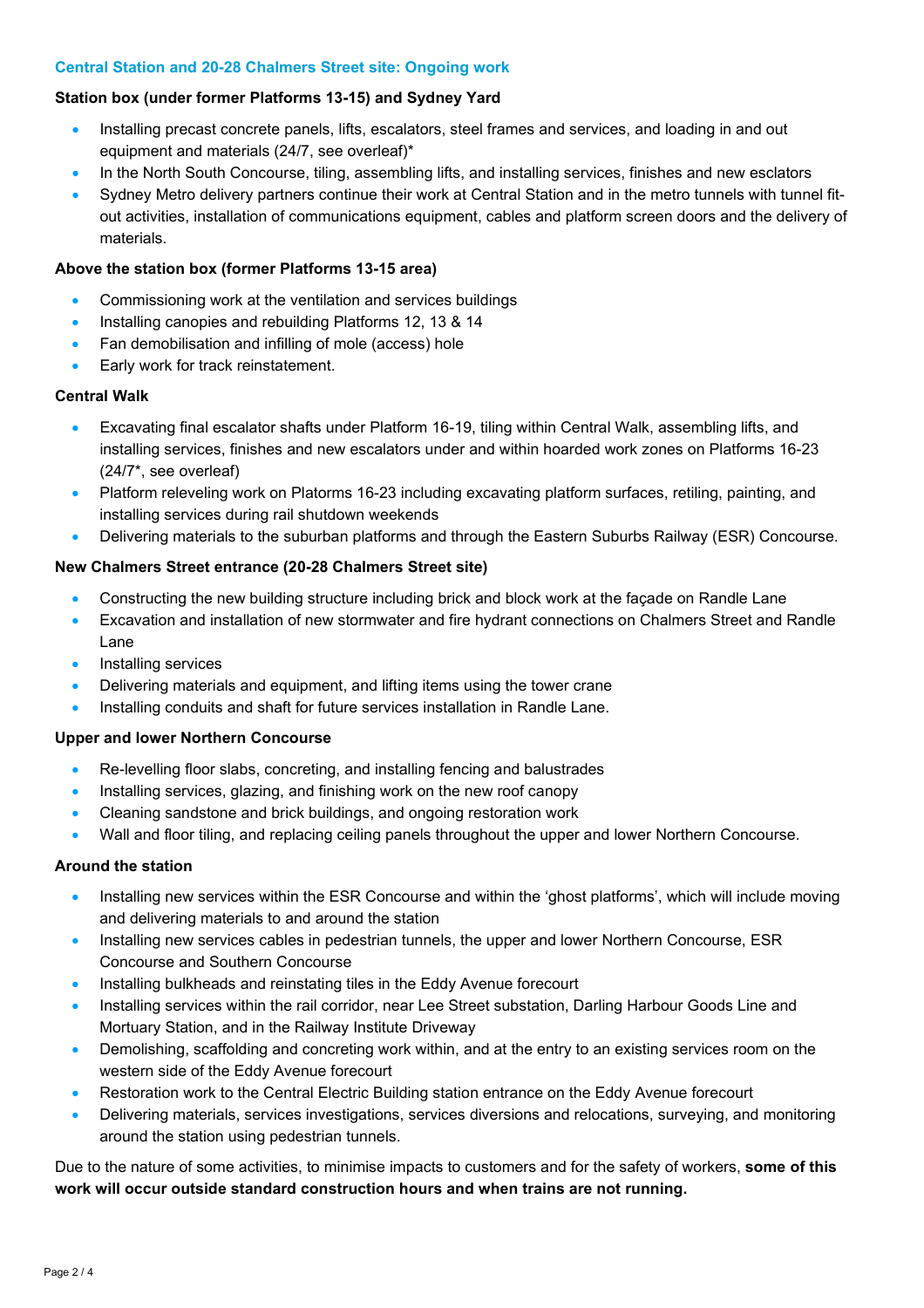## Central Station and 20-28 Chalmers Street site: Ongoing work

### Station box (under former Platforms 13-15) and Sydney Yard

- Installing precast concrete panels, lifts, escalators, steel frames and services, and loading in and out equipment and materials (24/7, see overleaf)*
- In the North South Concourse, tiling, assembling lifts, and installing services, finishes and new esclators
- Sydney Metro delivery partners continue their work at Central Station and in the metro tunnels with tunnel fit-out activities, installation of communications equipment, cables and platform screen doors and the delivery of materials.

### Above the station box (former Platforms 13-15 area)

- Commissioning work at the ventilation and services buildings
- Installing canopies and rebuilding Platforms 12, 13 & 14
- Fan demobilisation and infilling of mole (access) hole
- Early work for track reinstatement.

### Central Walk

- Excavating final escalator shafts under Platform 16-19, tiling within Central Walk, assembling lifts, and installing services, finishes and new escalators under and within hoarded work zones on Platforms 16-23 (24/7*, see overleaf)
- Platform releveling work on Platorms 16-23 including excavating platform surfaces, retiling, painting, and installing services during rail shutdown weekends
- Delivering materials to the suburban platforms and through the Eastern Suburbs Railway (ESR) Concourse.

### New Chalmers Street entrance (20-28 Chalmers Street site)

- Constructing the new building structure including brick and block work at the façade on Randle Lane
- Excavation and installation of new stormwater and fire hydrant connections on Chalmers Street and Randle Lane
- Installing services
- Delivering materials and equipment, and lifting items using the tower crane
- Installing conduits and shaft for future services installation in Randle Lane.

### Upper and lower Northern Concourse

- Re-levelling floor slabs, concreting, and installing fencing and balustrades
- Installing services, glazing, and finishing work on the new roof canopy
- Cleaning sandstone and brick buildings, and ongoing restoration work
- Wall and floor tiling, and replacing ceiling panels throughout the upper and lower Northern Concourse.

### Around the station

- Installing new services within the ESR Concourse and within the 'ghost platforms', which will include moving and delivering materials to and around the station
- Installing new services cables in pedestrian tunnels, the upper and lower Northern Concourse, ESR Concourse and Southern Concourse
- Installing bulkheads and reinstating tiles in the Eddy Avenue forecourt
- Installing services within the rail corridor, near Lee Street substation, Darling Harbour Goods Line and Mortuary Station, and in the Railway Institute Driveway
- Demolishing, scaffolding and concreting work within, and at the entry to an existing services room on the western side of the Eddy Avenue forecourt
- Restoration work to the Central Electric Building station entrance on the Eddy Avenue forecourt
- Delivering materials, services investigations, services diversions and relocations, surveying, and monitoring around the station using pedestrian tunnels.

Due to the nature of some activities, to minimise impacts to customers and for the safety of workers, **some of this work will occur outside standard construction hours and when trains are not running.**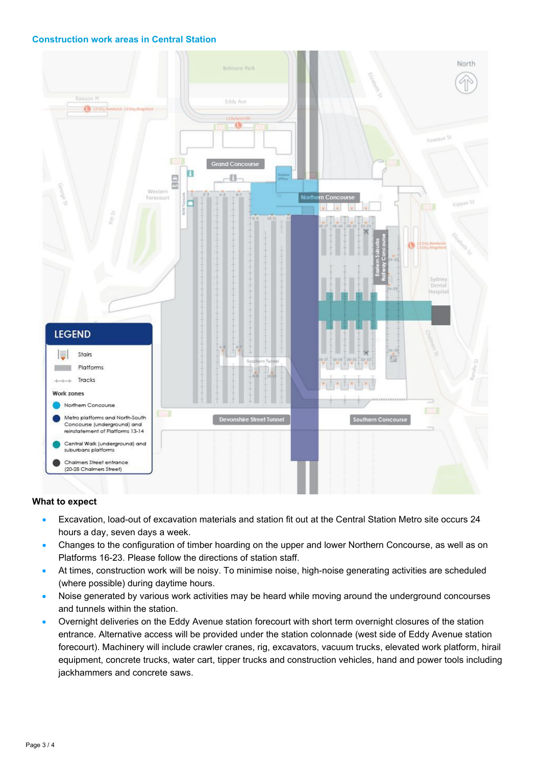## Construction work areas in Central Station

LEGEND

- Stairs
- Platforms
- Tracks

Work zones

- Northern Concourse
- Metro platforms and North-South Concourse (underground) and reinstatement of Platforms 13-14
- Central Walk (underground) and suburbans platforms
- Chalmers Street entrance (20-28 Chalmers Street)

### What to expect

- Excavation, load-out of excavation materials and station fit out at the Central Station Metro site occurs 24 hours a day, seven days a week.
- Changes to the configuration of timber hoarding on the upper and lower Northern Concourse, as well as on Platforms 16-23. Please follow the directions of station staff.
- At times, construction work will be noisy. To minimise noise, high-noise generating activities are scheduled (where possible) during daytime hours.
- Noise generated by various work activities may be heard while moving around the underground concourses and tunnels within the station.
- Overnight deliveries on the Eddy Avenue station forecourt with short term overnight closures of the station entrance. Alternative access will be provided under the station colonnade (west side of Eddy Avenue station forecourt). Machinery will include crawler cranes, rig, excavators, vacuum trucks, elevated work platform, hirail equipment, concrete trucks, water cart, tipper trucks and construction vehicles, hand and power tools including jackhammers and concrete saws.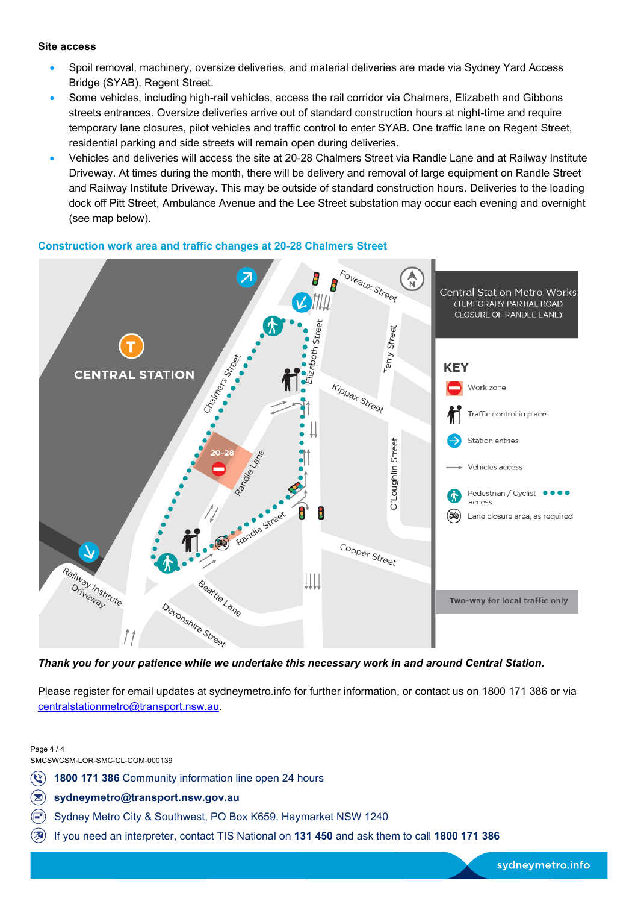**Site access**

- Spoil removal, machinery, oversize deliveries, and material deliveries are made via Sydney Yard Access Bridge (SYAB), Regent Street.
- Some vehicles, including high-rail vehicles, access the rail corridor via Chalmers, Elizabeth and Gibbons streets entrances. Oversize deliveries arrive out of standard construction hours at night-time and require temporary lane closures, pilot vehicles and traffic control to enter SYAB. One traffic lane on Regent Street, residential parking and side streets will remain open during deliveries.
- Vehicles and deliveries will access the site at 20-28 Chalmers Street via Randle Lane and at Railway Institute Driveway. At times during the month, there will be delivery and removal of large equipment on Randle Street and Railway Institute Driveway. This may be outside of standard construction hours. Deliveries to the loading dock off Pitt Street, Ambulance Avenue and the Lee Street substation may occur each evening and overnight (see map below).

## Construction work area and traffic changes at 20-28 Chalmers Street

Central Station Metro Works
(TEMPORARY PARTIAL ROAD CLOSURE OF RANDLE LANE)

KEY
Work zone
Traffic control in place
Station entries
Vehicles access
Pedestrian / Cyclist access
Lane closure area, as required

Two-way for local traffic only

CENTRAL STATION
20-28
Chalmers Street
Elizabeth Street
Foveaux Street
Terry Street
Kippax Street
O'Loughlin Street
Randle Lane
Randle Street
Cooper Street
Railway Institute Driveway
Beattie Lane
Devonshire Street

***Thank you for your patience while we undertake this necessary work in and around Central Station.***

Please register for email updates at sydneymetro.info for further information, or contact us on 1800 171 386 or via centralstationmetro@transport.nsw.gov.au.

SMCSWCSM-LOR-SMC-CL-COM-000139

**1800 171 386** Community information line open 24 hours

**sydneymetro@transport.nsw.gov.au**

Sydney Metro City & Southwest, PO Box K659, Haymarket NSW 1240

If you need an interpreter, contact TIS National on **131 450** and ask them to call **1800 171 386**

sydneymetro.info